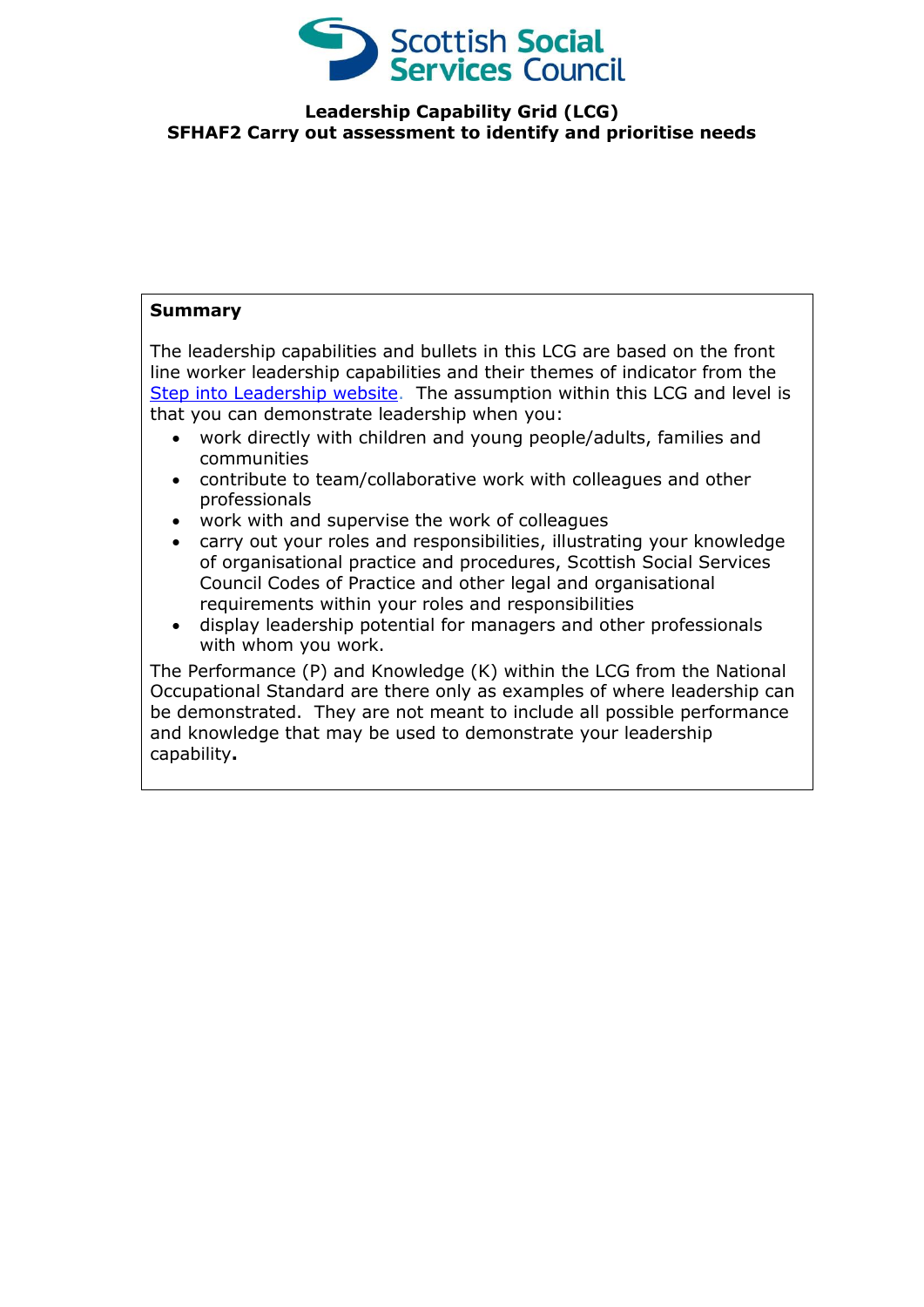# Leadership Capability Grid (LCG)
## SFHAF2 Carry out assessment to identify and prioritise needs

**Summary**

The leadership capabilities and bullets in this LCG are based on the front line worker leadership capabilities and their themes of indicator from the Step into Leadership website. The assumption within this LCG and level is that you can demonstrate leadership when you:

- work directly with children and young people/adults, families and communities
- contribute to team/collaborative work with colleagues and other professionals
- work with and supervise the work of colleagues
- carry out your roles and responsibilities, illustrating your knowledge of organisational practice and procedures, Scottish Social Services Council Codes of Practice and other legal and organisational requirements within your roles and responsibilities
- display leadership potential for managers and other professionals with whom you work.

The Performance (P) and Knowledge (K) within the LCG from the National Occupational Standard are there only as examples of where leadership can be demonstrated. They are not meant to include all possible performance and knowledge that may be used to demonstrate your leadership capability**.**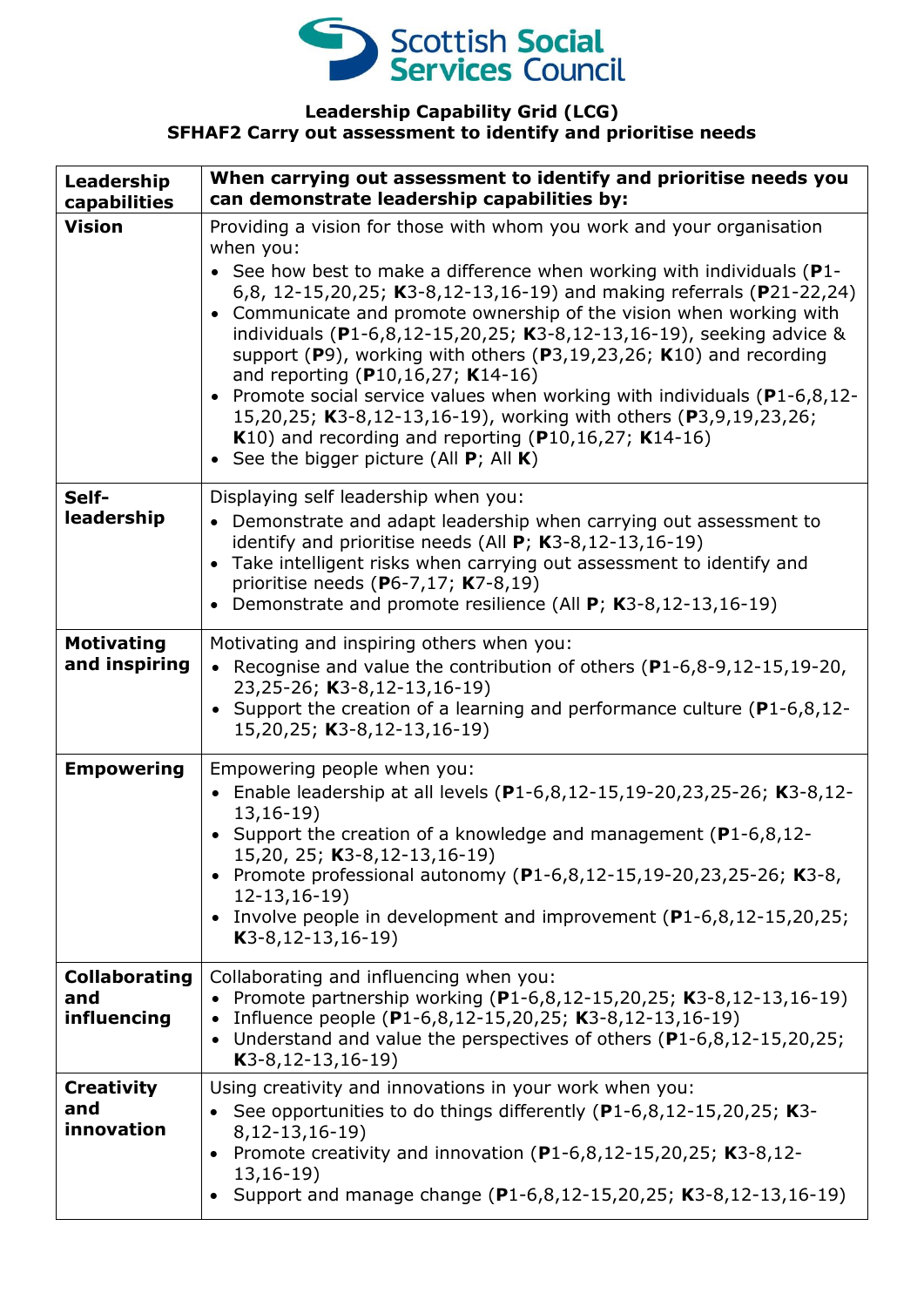Scottish Social Services Council

# Leadership Capability Grid (LCG)
## SFHAF2 Carry out assessment to identify and prioritise needs

| Leadership capabilities | When carrying out assessment to identify and prioritise needs you can demonstrate leadership capabilities by: |
|---|---|
| **Vision** | Providing a vision for those with whom you work and your organisation when you:<br>• See how best to make a difference when working with individuals (**P**1-6,8, 12-15,20,25; **K**3-8,12-13,16-19) and making referrals (**P**21-22,24)<br>• Communicate and promote ownership of the vision when working with individuals (**P**1-6,8,12-15,20,25; **K**3-8,12-13,16-19), seeking advice & support (**P**9), working with others (**P**3,19,23,26; **K**10) and recording and reporting (**P**10,16,27; **K**14-16)<br>• Promote social service values when working with individuals (**P**1-6,8,12-15,20,25; **K**3-8,12-13,16-19), working with others (**P**3,9,19,23,26; **K**10) and recording and reporting (**P**10,16,27; **K**14-16)<br>• See the bigger picture (All **P**; All **K**) |
| **Self-leadership** | Displaying self leadership when you:<br>• Demonstrate and adapt leadership when carrying out assessment to identify and prioritise needs (All **P**; **K**3-8,12-13,16-19)<br>• Take intelligent risks when carrying out assessment to identify and prioritise needs (**P**6-7,17; **K**7-8,19)<br>• Demonstrate and promote resilience (All **P**; **K**3-8,12-13,16-19) |
| **Motivating and inspiring** | Motivating and inspiring others when you:<br>• Recognise and value the contribution of others (**P**1-6,8-9,12-15,19-20, 23,25-26; **K**3-8,12-13,16-19)<br>• Support the creation of a learning and performance culture (**P**1-6,8,12-15,20,25; **K**3-8,12-13,16-19) |
| **Empowering** | Empowering people when you:<br>• Enable leadership at all levels (**P**1-6,8,12-15,19-20,23,25-26; **K**3-8,12-13,16-19)<br>• Support the creation of a knowledge and management (**P**1-6,8,12-15,20, 25; **K**3-8,12-13,16-19)<br>• Promote professional autonomy (**P**1-6,8,12-15,19-20,23,25-26; **K**3-8, 12-13,16-19)<br>• Involve people in development and improvement (**P**1-6,8,12-15,20,25; **K**3-8,12-13,16-19) |
| **Collaborating and influencing** | Collaborating and influencing when you:<br>• Promote partnership working (**P**1-6,8,12-15,20,25; **K**3-8,12-13,16-19)<br>• Influence people (**P**1-6,8,12-15,20,25; **K**3-8,12-13,16-19)<br>• Understand and value the perspectives of others (**P**1-6,8,12-15,20,25; **K**3-8,12-13,16-19) |
| **Creativity and innovation** | Using creativity and innovations in your work when you:<br>• See opportunities to do things differently (**P**1-6,8,12-15,20,25; **K**3-8,12-13,16-19)<br>• Promote creativity and innovation (**P**1-6,8,12-15,20,25; **K**3-8,12-13,16-19)<br>• Support and manage change (**P**1-6,8,12-15,20,25; **K**3-8,12-13,16-19) |